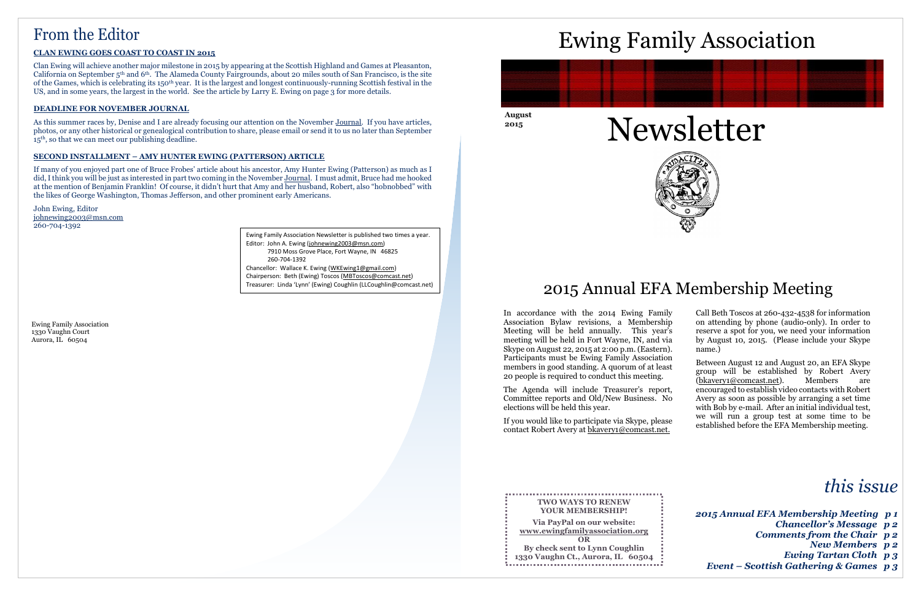# From the Editor

### CLAN EWING GOES COAST TO COAST IN 2015

Clan Ewing will achieve another major milestone in 2015 by appearing at the Scottish Highland and Games at Pleasanton, California on September 5th and 6th. The Alameda County Fairgrounds, about 20 miles south of San Francisco, is the site of the Games, which is celebrating its 150th year. It is the largest and longest continuously-running Scottish festival in the US, and in some years, the largest in the world. See the article by Larry E. Ewing on page 3 for more details.

### DEADLINE FOR NOVEMBER JOURNAL

As this summer races by, Denise and I are already focusing our attention on the November Journal. If you have articles, photos, or any other historical or genealogical contribution to share, please email or send it to us no later than September 15th, so that we can meet our publishing deadline.

### SECOND INSTALLMENT – AMY HUNTER EWING (PATTERSON) ARTICLE

If many of you enjoyed part one of Bruce Frobes' article about his ancestor, Amy Hunter Ewing (Patterson) as much as I did, I think you will be just as interested in part two coming in the November Journal. I must admit, Bruce had me hooked at the mention of Benjamin Franklin! Of course, it didn't hurt that Amy and her husband, Robert, also "hobnobbed" with the likes of George Washington, Thomas Jefferson, and other prominent early Americans.

John Ewing, Editor
johnewing2003@msn.com
260-704-1392

Ewing Family Association Newsletter is published two times a year.
Editor: John A. Ewing (johnewing2003@msn.com)
7910 Moss Grove Place, Fort Wayne, IN 46825
260-704-1392
Chancellor: Wallace K. Ewing (WKEwing1@gmail.com)
Chairperson: Beth (Ewing) Toscos (MBToscos@comcast.net)
Treasurer: Linda 'Lynn' (Ewing) Coughlin (LLCoughlin@comcast.net)

Ewing Family Association
1330 Vaughn Court
Aurora, IL 60504

# Ewing Family Association

**August 2015**

# Newsletter

## 2015 Annual EFA Membership Meeting

In accordance with the 2014 Ewing Family Association Bylaw revisions, a Membership Meeting will be held annually. This year's meeting will be held in Fort Wayne, IN, and via Skype on August 22, 2015 at 2:00 p.m. (Eastern). Participants must be Ewing Family Association members in good standing. A quorum of at least 20 people is required to conduct this meeting.

The Agenda will include Treasurer's report, Committee reports and Old/New Business. No elections will be held this year.

If you would like to participate via Skype, please contact Robert Avery at bkavery1@comcast.net.

Call Beth Toscos at 260-432-4538 for information on attending by phone (audio-only). In order to reserve a spot for you, we need your information by August 10, 2015. (Please include your Skype name.)

Between August 12 and August 20, an EFA Skype group will be established by Robert Avery (bkavery1@comcast.net). Members are encouraged to establish video contacts with Robert Avery as soon as possible by arranging a set time with Bob by e-mail. After an initial individual test, we will run a group test at some time to be established before the EFA Membership meeting.

**TWO WAYS TO RENEW YOUR MEMBERSHIP!**

**Via PayPal on our website:**
**www.ewingfamilyassociation.org**
**OR**
**By check sent to Lynn Coughlin**
**1330 Vaughn Ct., Aurora, IL 60504**

## *this issue*

***2015 Annual EFA Membership Meeting p 1***
***Chancellor's Message p 2***
***Comments from the Chair p 2***
***New Members p 2***
***Ewing Tartan Cloth p 3***
***Event – Scottish Gathering & Games p 3***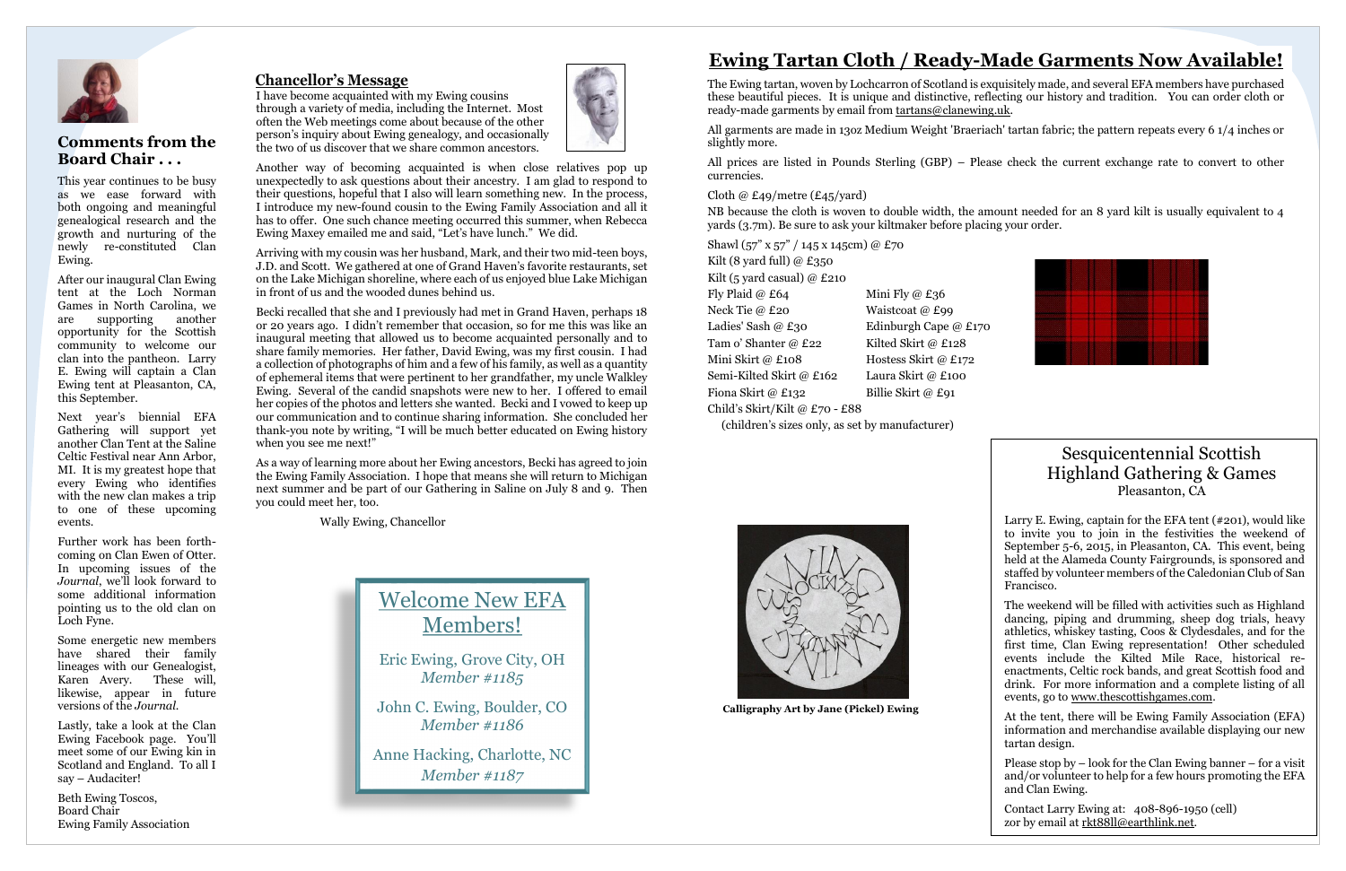## Comments from the Board Chair . . .

This year continues to be busy as we ease forward with both ongoing and meaningful genealogical research and the growth and nurturing of the newly re-constituted Clan Ewing.

After our inaugural Clan Ewing tent at the Loch Norman Games in North Carolina, we are supporting another opportunity for the Scottish community to welcome our clan into the pantheon. Larry E. Ewing will captain a Clan Ewing tent at Pleasanton, CA, this September.

Next year's biennial EFA Gathering will support yet another Clan Tent at the Saline Celtic Festival near Ann Arbor, MI. It is my greatest hope that every Ewing who identifies with the new clan makes a trip to one of these upcoming events.

Further work has been forthcoming on Clan Ewen of Otter. In upcoming issues of the *Journal*, we'll look forward to some additional information pointing us to the old clan on Loch Fyne.

Some energetic new members have shared their family lineages with our Genealogist, Karen Avery. These will, likewise, appear in future versions of the *Journal*.

Lastly, take a look at the Clan Ewing Facebook page. You'll meet some of our Ewing kin in Scotland and England. To all I say – Audaciter!

Beth Ewing Toscos,
Board Chair
Ewing Family Association

## Chancellor's Message

I have become acquainted with my Ewing cousins through a variety of media, including the Internet. Most often the Web meetings come about because of the other person's inquiry about Ewing genealogy, and occasionally the two of us discover that we share common ancestors.

Another way of becoming acquainted is when close relatives pop up unexpectedly to ask questions about their ancestry. I am glad to respond to their questions, hopeful that I also will learn something new. In the process, I introduce my new-found cousin to the Ewing Family Association and all it has to offer. One such chance meeting occurred this summer, when Rebecca Ewing Maxey emailed me and said, "Let's have lunch." We did.

Arriving with my cousin was her husband, Mark, and their two mid-teen boys, J.D. and Scott. We gathered at one of Grand Haven's favorite restaurants, set on the Lake Michigan shoreline, where each of us enjoyed blue Lake Michigan in front of us and the wooded dunes behind us.

Becki recalled that she and I previously had met in Grand Haven, perhaps 18 or 20 years ago. I didn't remember that occasion, so for me this was like an inaugural meeting that allowed us to become acquainted personally and to share family memories. Her father, David Ewing, was my first cousin. I had a collection of photographs of him and a few of his family, as well as a quantity of ephemeral items that were pertinent to her grandfather, my uncle Walkley Ewing. Several of the candid snapshots were new to her. I offered to email her copies of the photos and letters she wanted. Becki and I vowed to keep up our communication and to continue sharing information. She concluded her thank-you note by writing, "I will be much better educated on Ewing history when you see me next!"

As a way of learning more about her Ewing ancestors, Becki has agreed to join the Ewing Family Association. I hope that means she will return to Michigan next summer and be part of our Gathering in Saline on July 8 and 9. Then you could meet her, too.

Wally Ewing, Chancellor

## Welcome New EFA Members!

Eric Ewing, Grove City, OH
*Member #1185*

John C. Ewing, Boulder, CO
*Member #1186*

Anne Hacking, Charlotte, NC
*Member #1187*

## Ewing Tartan Cloth / Ready-Made Garments Now Available!

The Ewing tartan, woven by Lochcarron of Scotland is exquisitely made, and several EFA members have purchased these beautiful pieces. It is unique and distinctive, reflecting our history and tradition. You can order cloth or ready-made garments by email from tartans@clanewing.uk.

All garments are made in 13oz Medium Weight 'Braeriach' tartan fabric; the pattern repeats every 6 1/4 inches or slightly more.

All prices are listed in Pounds Sterling (GBP) – Please check the current exchange rate to convert to other currencies.

Cloth @ £49/metre (£45/yard)

NB because the cloth is woven to double width, the amount needed for an 8 yard kilt is usually equivalent to 4 yards (3.7m). Be sure to ask your kiltmaker before placing your order.

Shawl (57" x 57" / 145 x 145cm) @ £70
Kilt (8 yard full) @ £350
Kilt (5 yard casual) @ £210
Fly Plaid @ £64
Neck Tie @ £20
Ladies' Sash @ £30
Tam o' Shanter @ £22
Mini Skirt @ £108
Semi-Kilted Skirt @ £162
Fiona Skirt @ £132
Mini Fly @ £36
Waistcoat @ £99
Edinburgh Cape @ £170
Kilted Skirt @ £128
Hostess Skirt @ £172
Laura Skirt @ £100
Billie Skirt @ £91
Child's Skirt/Kilt @ £70 - £88
(children's sizes only, as set by manufacturer)

Calligraphy Art by Jane (Pickel) Ewing

## Sesquicentennial Scottish Highland Gathering & Games
Pleasanton, CA

Larry E. Ewing, captain for the EFA tent (#201), would like to invite you to join in the festivities the weekend of September 5-6, 2015, in Pleasanton, CA. This event, being held at the Alameda County Fairgrounds, is sponsored and staffed by volunteer members of the Caledonian Club of San Francisco.

The weekend will be filled with activities such as Highland dancing, piping and drumming, sheep dog trials, heavy athletics, whiskey tasting, Coos & Clydesdales, and for the first time, Clan Ewing representation! Other scheduled events include the Kilted Mile Race, historical re-enactments, Celtic rock bands, and great Scottish food and drink. For more information and a complete listing of all events, go to www.thescottishgames.com.

At the tent, there will be Ewing Family Association (EFA) information and merchandise available displaying our new tartan design.

Please stop by – look for the Clan Ewing banner – for a visit and/or volunteer to help for a few hours promoting the EFA and Clan Ewing.

Contact Larry Ewing at: 408-896-1950 (cell)
zor by email at rkt88ll@earthlink.net.